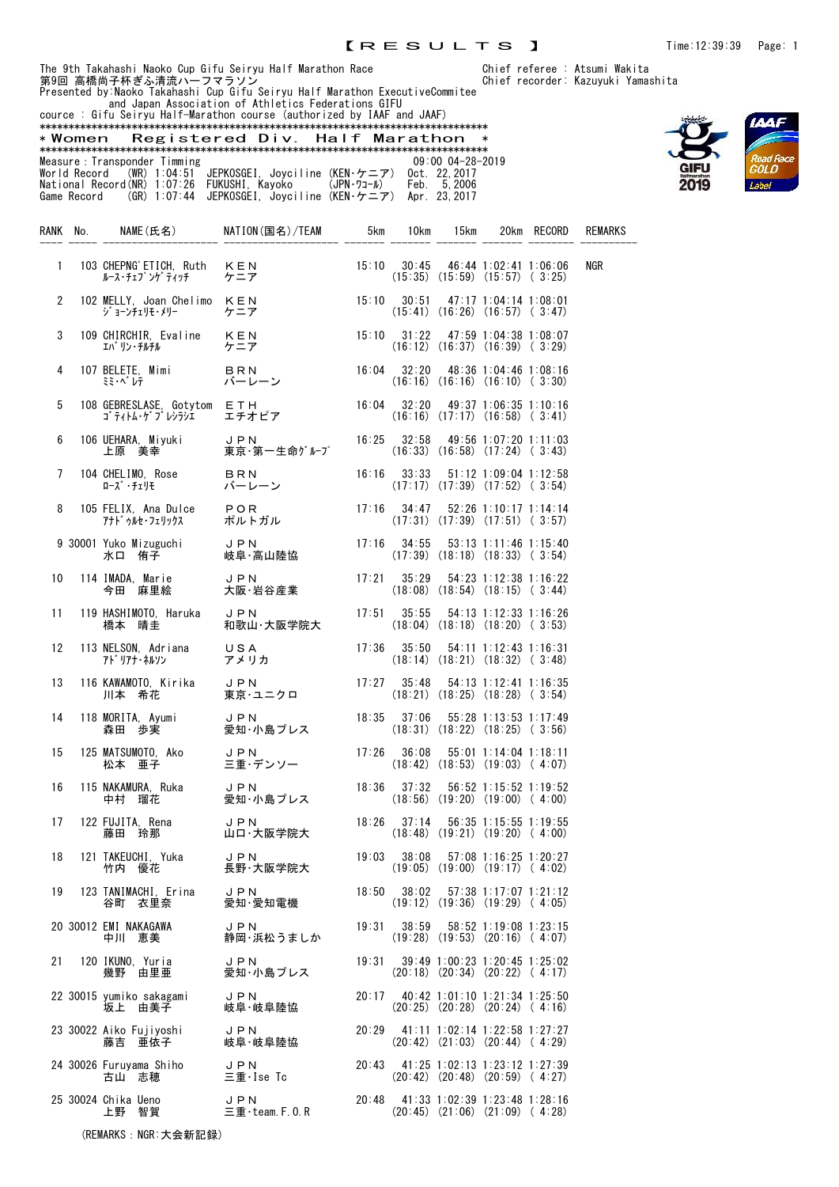【RESULTS】

Time:12:39:39

The 9th Takahashi Naoko Cup Gifu Seiryu Half Marathon Race
第9回 高橋尚子杯ぎふ清流ハーフマラソン
Presented by:Naoko Takahashi Cup Gifu Seiryu Half Marathon ExecutiveCommitee
and Japan Association of Athletics Federations GIFU
cource : Gifu Seiryu Half-Marathon course (authorized by IAAF and JAAF)

Chief referee : Atsumi Wakita
Chief recorder: Kazuyuki Yamashita

***********************************************************************************
# * Women Registered Div. Half Marathon *
***********************************************************************************

Measure : Transponder Timming 09:00 04-28-2019
World Record (WR) 1:04:51 JEPKOSGEI, Joyciline (KEN・ケニア) Oct. 22,2017
National Record(NR) 1:07:26 FUKUSHI, Kayoko (JPN・ワコール) Feb. 5,2006
Game Record (GR) 1:07:44 JEPKOSGEI, Joyciline (KEN・ケニア) Apr. 23,2017

| RANK | No. | NAME(氏名) | NATION(国名)/TEAM | 5km | 10km | 15km | 20km | RECORD | REMARKS |
|---|---|---|---|---|---|---|---|---|---|
| 1 | 103 | CHEPNG'ETICH, Ruth<br>ﾙｰｽ･ﾁｪﾌﾞﾝｹﾞﾃｨｯﾁ | KEN<br>ケニア | 15:10 | 30:45<br>(15:35) | 46:44<br>(15:59) | 1:02:41<br>(15:57) | 1:06:06<br>( 3:25) | NGR |
| 2 | 102 | MELLY, Joan Chelimo<br>ｼﾞｮｰﾝﾁｪﾘﾓ･ﾒﾘｰ | KEN<br>ケニア | 15:10 | 30:51<br>(15:41) | 47:17<br>(16:26) | 1:04:14<br>(16:57) | 1:08:01<br>( 3:47) | |
| 3 | 109 | CHIRCHIR, Evaline<br>ｴﾊﾞﾘﾝ･ﾁﾙﾁﾙ | KEN<br>ケニア | 15:10 | 31:22<br>(16:12) | 47:59<br>(16:37) | 1:04:38<br>(16:39) | 1:08:07<br>( 3:29) | |
| 4 | 107 | BELETE, Mimi<br>ﾐﾐ･ﾍﾞﾚﾃ | BRN<br>バーレーン | 16:04 | 32:20<br>(16:16) | 48:36<br>(16:16) | 1:04:46<br>(16:10) | 1:08:16<br>( 3:30) | |
| 5 | 108 | GEBRESLASE, Gotytom<br>ｺﾞﾃｨﾄﾑ･ｹﾞﾌﾞﾚｼﾗｼｴ | ETH<br>エチオピア | 16:04 | 32:20<br>(16:16) | 49:37<br>(17:17) | 1:06:35<br>(16:58) | 1:10:16<br>( 3:41) | |
| 6 | 106 | UEHARA, Miyuki<br>上原 美幸 | JPN<br>東京･第一生命ｸﾞﾙｰﾌﾟ | 16:25 | 32:58<br>(16:33) | 49:56<br>(16:58) | 1:07:20<br>(17:24) | 1:11:03<br>( 3:43) | |
| 7 | 104 | CHELIMO, Rose<br>ﾛｰｽﾞ･ﾁｪﾘﾓ | BRN<br>バーレーン | 16:16 | 33:33<br>(17:17) | 51:12<br>(17:39) | 1:09:04<br>(17:52) | 1:12:58<br>( 3:54) | |
| 8 | 105 | FELIX, Ana Dulce<br>ｱﾅﾄﾞｩﾙｾ･ﾌｪﾘｯｸｽ | POR<br>ポルトガル | 17:16 | 34:47<br>(17:31) | 52:26<br>(17:39) | 1:10:17<br>(17:51) | 1:14:14<br>( 3:57) | |
| 9 | 30001 | Yuko Mizuguchi<br>水口 侑子 | JPN<br>岐阜･高山陸協 | 17:16 | 34:55<br>(17:39) | 53:13<br>(18:18) | 1:11:46<br>(18:33) | 1:15:40<br>( 3:54) | |
| 10 | 114 | IMADA, Marie<br>今田 麻里絵 | JPN<br>大阪･岩谷産業 | 17:21 | 35:29<br>(18:08) | 54:23<br>(18:54) | 1:12:38<br>(18:15) | 1:16:22<br>( 3:44) | |
| 11 | 119 | HASHIMOTO, Haruka<br>橋本 晴圭 | JPN<br>和歌山･大阪学院大 | 17:51 | 35:55<br>(18:04) | 54:13<br>(18:18) | 1:12:33<br>(18:20) | 1:16:26<br>( 3:53) | |
| 12 | 113 | NELSON, Adriana<br>ｱﾄﾞﾘｱﾅ･ﾈﾙｿﾝ | USA<br>アメリカ | 17:36 | 35:50<br>(18:14) | 54:11<br>(18:21) | 1:12:43<br>(18:32) | 1:16:31<br>( 3:48) | |
| 13 | 116 | KAWAMOTO, Kirika<br>川本 希花 | JPN<br>東京･ユニクロ | 17:27 | 35:48<br>(18:21) | 54:13<br>(18:25) | 1:12:41<br>(18:28) | 1:16:35<br>( 3:54) | |
| 14 | 118 | MORITA, Ayumi<br>森田 歩実 | JPN<br>愛知･小島プレス | 18:35 | 37:06<br>(18:31) | 55:28<br>(18:22) | 1:13:53<br>(18:25) | 1:17:49<br>( 3:56) | |
| 15 | 125 | MATSUMOTO, Ako<br>松本 亜子 | JPN<br>三重･デンソー | 17:26 | 36:08<br>(18:42) | 55:01<br>(18:53) | 1:14:04<br>(19:03) | 1:18:11<br>( 4:07) | |
| 16 | 115 | NAKAMURA, Ruka<br>中村 瑠花 | JPN<br>愛知･小島プレス | 18:36 | 37:32<br>(18:56) | 56:52<br>(19:20) | 1:15:52<br>(19:00) | 1:19:52<br>( 4:00) | |
| 17 | 122 | FUJITA, Rena<br>藤田 玲那 | JPN<br>山口･大阪学院大 | 18:26 | 37:14<br>(18:48) | 56:35<br>(19:21) | 1:15:55<br>(19:20) | 1:19:55<br>( 4:00) | |
| 18 | 121 | TAKEUCHI, Yuka<br>竹内 優花 | JPN<br>長野･大阪学院大 | 19:03 | 38:08<br>(19:05) | 57:08<br>(19:00) | 1:16:25<br>(19:17) | 1:20:27<br>( 4:02) | |
| 19 | 123 | TANIMACHI, Erina<br>谷町 衣里奈 | JPN<br>愛知･愛知電機 | 18:50 | 38:02<br>(19:12) | 57:38<br>(19:36) | 1:17:07<br>(19:29) | 1:21:12<br>( 4:05) | |
| 20 | 30012 | EMI NAKAGAWA<br>中川 恵美 | JPN<br>静岡･浜松うましか | 19:31 | 38:59<br>(19:28) | 58:52<br>(19:53) | 1:19:08<br>(20:16) | 1:23:15<br>( 4:07) | |
| 21 | 120 | IKUNO, Yuria<br>幾野 由里亜 | JPN<br>愛知･小島プレス | 19:31 | 39:49<br>(20:18) | 1:00:23<br>(20:34) | 1:20:45<br>(20:22) | 1:25:02<br>( 4:17) | |
| 22 | 30015 | yumiko sakagami<br>坂上 由美子 | JPN<br>岐阜･岐阜陸協 | 20:17 | 40:42<br>(20:25) | 1:01:10<br>(20:28) | 1:21:34<br>(20:24) | 1:25:50<br>( 4:16) | |
| 23 | 30022 | Aiko Fujiyoshi<br>藤吉 亜依子 | JPN<br>岐阜･岐阜陸協 | 20:29 | 41:11<br>(20:42) | 1:02:14<br>(21:03) | 1:22:58<br>(20:44) | 1:27:27<br>( 4:29) | |
| 24 | 30026 | Furuyama Shiho<br>古山 志穂 | JPN<br>三重･Ise Tc | 20:43 | 41:25<br>(20:42) | 1:02:13<br>(20:48) | 1:23:12<br>(20:59) | 1:27:39<br>( 4:27) | |
| 25 | 30024 | Chika Ueno<br>上野 智賀 | JPN<br>三重･team.F.O.R | 20:48 | 41:33<br>(20:45) | 1:02:39<br>(21:06) | 1:23:48<br>(21:09) | 1:28:16<br>( 4:28) | |

(REMARKS : NGR:大会新記録)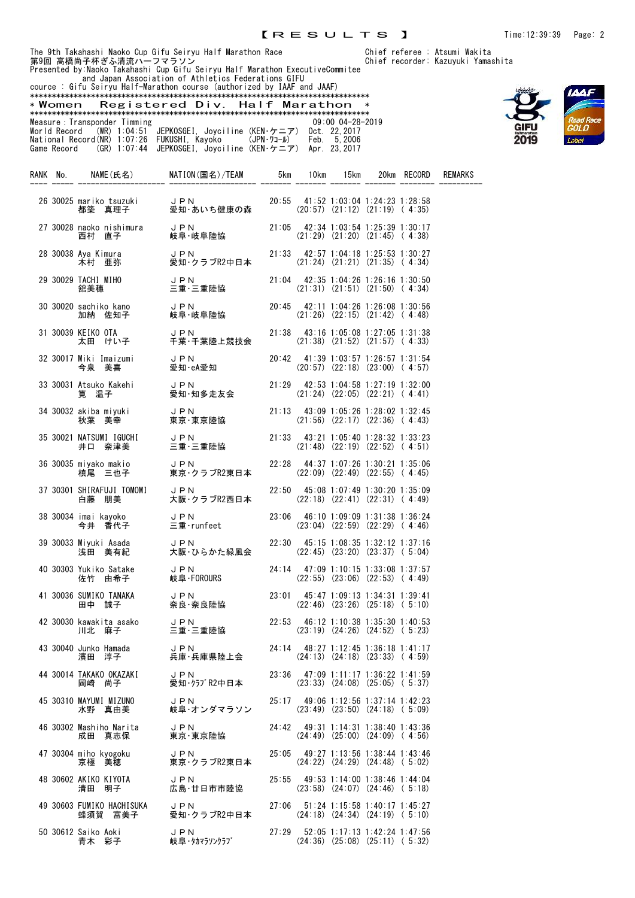【RESULTS】

Time:12:39:39

The 9th Takahashi Naoko Cup Gifu Seiryu Half Marathon Race
第9回 高橋尚子杯ぎふ清流ハーフマラソン
Presented by:Naoko Takahashi Cup Gifu Seiryu Half Marathon ExecutiveCommitee
and Japan Association of Athletics Federations GIFU
cource : Gifu Seiryu Half-Marathon course (authorized by IAAF and JAAF)

Chief referee : Atsumi Wakita
Chief recorder: Kazuyuki Yamashita

*****************************************************************************
* Women Registered Div. Half Marathon *
*****************************************************************************

Measure : Transponder Timing 09:00 04-28-2019
World Record (WR) 1:04:51 JEPKOSGEI, Joyciline (KEN･ケニア) Oct. 22,2017
National Record(NR) 1:07:26 FUKUSHI, Kayoko (JPN･ワコール) Feb. 5,2006
Game Record (GR) 1:07:44 JEPKOSGEI, Joyciline (KEN･ケニア) Apr. 23,2017

| RANK | No. | NAME(氏名) | NATION(国名)/TEAM | 5km | 10km | 15km | 20km | RECORD | REMARKS |
|---|---|---|---|---|---|---|---|---|---|
| 26 | 30025 | mariko tsuzuki 都築 真理子 | JPN 愛知･あいち健康の森 | 20:55 | 41:52 (20:57) | 1:03:04 (21:12) | 1:24:23 (21:19) | 1:28:58 ( 4:35) | |
| 27 | 30028 | naoko nishimura 西村 直子 | JPN 岐阜･岐阜陸協 | 21:05 | 42:34 (21:29) | 1:03:54 (21:20) | 1:25:39 (21:45) | 1:30:17 ( 4:38) | |
| 28 | 30038 | Aya Kimura 木村 亜弥 | JPN 愛知･クラブR2中日本 | 21:33 | 42:57 (21:24) | 1:04:18 (21:21) | 1:25:53 (21:35) | 1:30:27 ( 4:34) | |
| 29 | 30029 | TACHI MIHO 舘美穂 | JPN 三重･三重陸協 | 21:04 | 42:35 (21:31) | 1:04:26 (21:51) | 1:26:16 (21:50) | 1:30:50 ( 4:34) | |
| 30 | 30020 | sachiko kano 加納 佐知子 | JPN 岐阜･岐阜陸協 | 20:45 | 42:11 (21:26) | 1:04:26 (22:15) | 1:26:08 (21:42) | 1:30:56 ( 4:48) | |
| 31 | 30039 | KEIKO OTA 太田 けい子 | JPN 千葉･千葉陸上競技会 | 21:38 | 43:16 (21:38) | 1:05:08 (21:52) | 1:27:05 (21:57) | 1:31:38 ( 4:33) | |
| 32 | 30017 | Miki Imaizumi 今泉 美喜 | JPN 愛知･eA愛知 | 20:42 | 41:39 (20:57) | 1:03:57 (22:18) | 1:26:57 (23:00) | 1:31:54 ( 4:57) | |
| 33 | 30031 | Atsuko Kakehi 筧 温子 | JPN 愛知･知多走友会 | 21:29 | 42:53 (21:24) | 1:04:58 (22:05) | 1:27:19 (22:21) | 1:32:00 ( 4:41) | |
| 34 | 30032 | akiba miyuki 秋葉 美幸 | JPN 東京･東京陸協 | 21:13 | 43:09 (21:56) | 1:05:26 (22:17) | 1:28:02 (22:36) | 1:32:45 ( 4:43) | |
| 35 | 30021 | NATSUMI IGUCHI 井口 奈津美 | JPN 三重･三重陸協 | 21:33 | 43:21 (21:48) | 1:05:40 (22:19) | 1:28:32 (22:52) | 1:33:23 ( 4:51) | |
| 36 | 30035 | miyako makio 槙尾 三也子 | JPN 東京･クラブR2東日本 | 22:28 | 44:37 (22:09) | 1:07:26 (22:49) | 1:30:21 (22:55) | 1:35:06 ( 4:45) | |
| 37 | 30301 | SHIRAFUJI TOMOMI 白藤 朋美 | JPN 大阪･クラブR2西日本 | 22:50 | 45:08 (22:18) | 1:07:49 (22:41) | 1:30:20 (22:31) | 1:35:09 ( 4:49) | |
| 38 | 30034 | imai kayoko 今井 香代子 | JPN 三重･runfeet | 23:06 | 46:10 (23:04) | 1:09:09 (22:59) | 1:31:38 (22:29) | 1:36:24 ( 4:46) | |
| 39 | 30033 | Miyuki Asada 浅田 美有紀 | JPN 大阪･ひらかた緑風会 | 22:30 | 45:15 (22:45) | 1:08:35 (23:20) | 1:32:12 (23:37) | 1:37:16 ( 5:04) | |
| 40 | 30303 | Yukiko Satake 佐竹 由希子 | JPN 岐阜･FOROURS | 24:14 | 47:09 (22:55) | 1:10:15 (23:06) | 1:33:08 (22:53) | 1:37:57 ( 4:49) | |
| 41 | 30036 | SUMIKO TANAKA 田中 誠子 | JPN 奈良･奈良陸協 | 23:01 | 45:47 (22:46) | 1:09:13 (23:26) | 1:34:31 (25:18) | 1:39:41 ( 5:10) | |
| 42 | 30030 | kawakita asako 川北 麻子 | JPN 三重･三重陸協 | 22:53 | 46:12 (23:19) | 1:10:38 (24:26) | 1:35:30 (24:52) | 1:40:53 ( 5:23) | |
| 43 | 30040 | Junko Hamada 濱田 淳子 | JPN 兵庫･兵庫県陸上会 | 24:14 | 48:27 (24:13) | 1:12:45 (24:18) | 1:36:18 (23:33) | 1:41:17 ( 4:59) | |
| 44 | 30014 | TAKAKO OKAZAKI 岡崎 尚子 | JPN 愛知･ｸﾗﾌﾞR2中日本 | 23:36 | 47:09 (23:33) | 1:11:17 (24:08) | 1:36:22 (25:05) | 1:41:59 ( 5:37) | |
| 45 | 30310 | MAYUMI MIZUNO 水野 真由美 | JPN 岐阜･オンダマラソン | 25:17 | 49:06 (23:49) | 1:12:56 (23:50) | 1:37:14 (24:18) | 1:42:23 ( 5:09) | |
| 46 | 30302 | Mashiho Narita 成田 真志保 | JPN 東京･東京陸協 | 24:42 | 49:31 (24:49) | 1:14:31 (25:00) | 1:38:40 (24:09) | 1:43:36 ( 4:56) | |
| 47 | 30304 | miho kyogoku 京極 美穂 | JPN 東京･クラブR2東日本 | 25:05 | 49:27 (24:22) | 1:13:56 (24:29) | 1:38:44 (24:48) | 1:43:46 ( 5:02) | |
| 48 | 30602 | AKIKO KIYOTA 清田 明子 | JPN 広島･廿日市市陸協 | 25:55 | 49:53 (23:58) | 1:14:00 (24:07) | 1:38:46 (24:46) | 1:44:04 ( 5:18) | |
| 49 | 30603 | FUMIKO HACHISUKA 蜂須賀 富美子 | JPN 愛知･クラブR2中日本 | 27:06 | 51:24 (24:18) | 1:15:58 (24:34) | 1:40:17 (24:19) | 1:45:27 ( 5:10) | |
| 50 | 30612 | Saiko Aoki 青木 彩子 | JPN 岐阜･ﾀｶﾏﾗｿﾝｸﾗﾌﾞ | 27:29 | 52:05 (24:36) | 1:17:13 (25:08) | 1:42:24 (25:11) | 1:47:56 ( 5:32) | |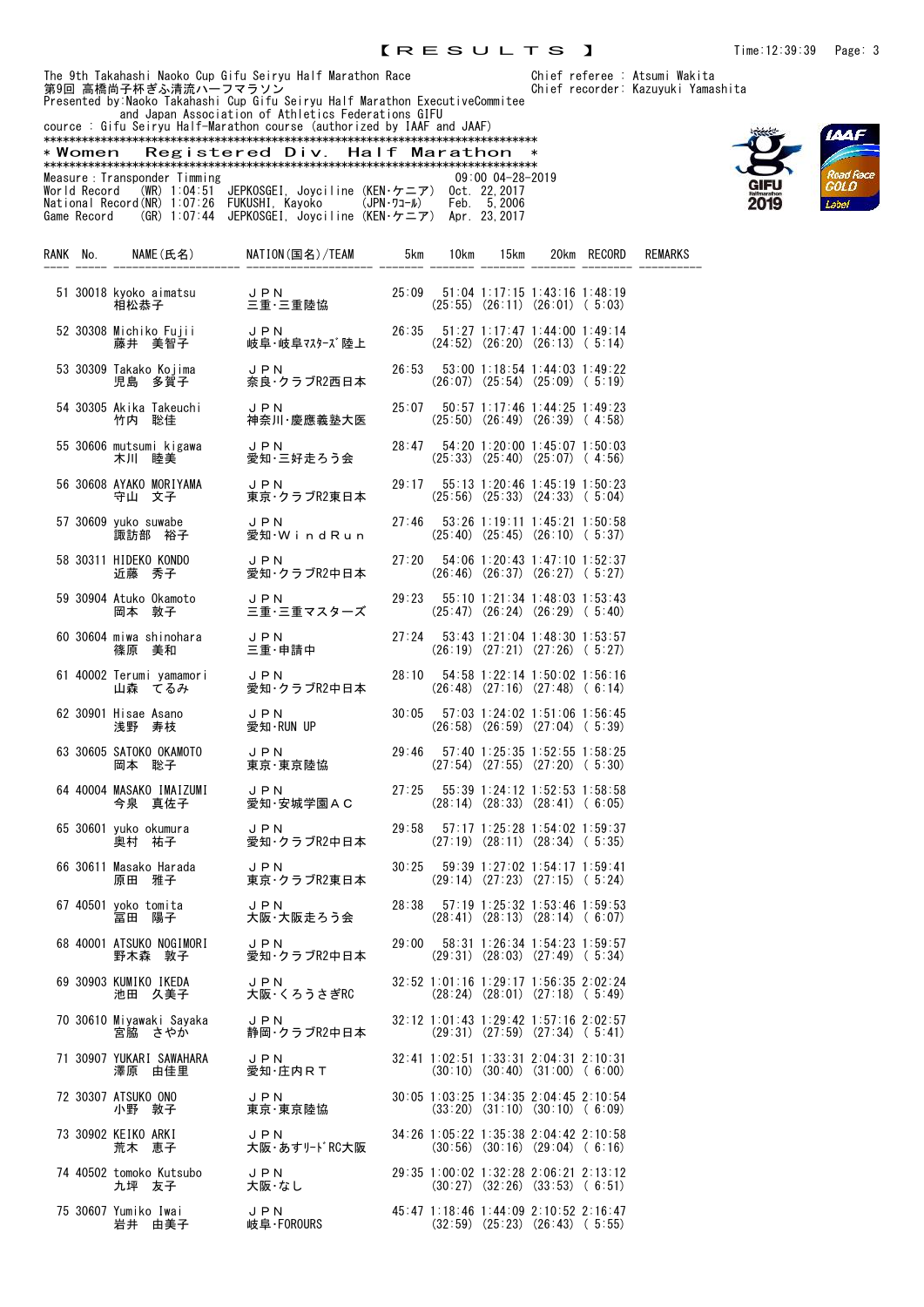【RESULTS】

Time:12:39:39

The 9th Takahashi Naoko Cup Gifu Seiryu Half Marathon Race
第9回 高橋尚子杯ぎふ清流ハーフマラソン
Presented by:Naoko Takahashi Cup Gifu Seiryu Half Marathon ExecutiveCommitee
and Japan Association of Athletics Federations GIFU
cource : Gifu Seiryu Half-Marathon course (authorized by IAAF and JAAF)

Chief referee : Atsumi Wakita
Chief recorder: Kazuyuki Yamashita

*****************************************************************************
* Women　Registered Div.　Half Marathon *
*****************************************************************************

Measure : Transponder Timing　09:00 04-28-2019
World Record (WR) 1:04:51 JEPKOSGEI, Joyciline (KEN･ケニア) Oct. 22,2017
National Record(NR) 1:07:26 FUKUSHI, Kayoko (JPN･ﾜｺｰﾙ) Feb. 5,2006
Game Record (GR) 1:07:44 JEPKOSGEI, Joyciline (KEN･ケニア) Apr. 23,2017

| RANK | No. | NAME(氏名) | NATION(国名)/TEAM | 5km | 10km | 15km | 20km | RECORD | REMARKS |
|---|---|---|---|---|---|---|---|---|---|
| 51 | 30018 | kyoko aimatsu<br>相松恭子 | ＪＰＮ<br>三重･三重陸協 | 25:09 | 51:04<br>(25:55) | 1:17:15<br>(26:11) | 1:43:16<br>(26:01) | 1:48:19<br>( 5:03) | |
| 52 | 30308 | Michiko Fujii<br>藤井　美智子 | ＪＰＮ<br>岐阜･岐阜ﾏｽﾀｰｽﾞ陸上 | 26:35 | 51:27<br>(24:52) | 1:17:47<br>(26:20) | 1:44:00<br>(26:13) | 1:49:14<br>( 5:14) | |
| 53 | 30309 | Takako Kojima<br>児島　多賀子 | ＪＰＮ<br>奈良･クラブR2西日本 | 26:53 | 53:00<br>(26:07) | 1:18:54<br>(25:54) | 1:44:03<br>(25:09) | 1:49:22<br>( 5:19) | |
| 54 | 30305 | Akika Takeuchi<br>竹内　聡佳 | ＪＰＮ<br>神奈川･慶應義塾大医 | 25:07 | 50:57<br>(25:50) | 1:17:46<br>(26:49) | 1:44:25<br>(26:39) | 1:49:23<br>( 4:58) | |
| 55 | 30606 | mutsumi kigawa<br>木川　睦美 | ＪＰＮ<br>愛知･三好走ろう会 | 28:47 | 54:20<br>(25:33) | 1:20:00<br>(25:40) | 1:45:07<br>(25:07) | 1:50:03<br>( 4:56) | |
| 56 | 30608 | AYAKO MORIYAMA<br>守山　文子 | ＪＰＮ<br>東京･クラブR2東日本 | 29:17 | 55:13<br>(25:56) | 1:20:46<br>(25:33) | 1:45:19<br>(24:33) | 1:50:23<br>( 5:04) | |
| 57 | 30609 | yuko suwabe<br>諏訪部　裕子 | ＪＰＮ<br>愛知･ＷｉｎｄＲｕｎ | 27:46 | 53:26<br>(25:40) | 1:19:11<br>(25:45) | 1:45:21<br>(26:10) | 1:50:58<br>( 5:37) | |
| 58 | 30311 | HIDEKO KONDO<br>近藤　秀子 | ＪＰＮ<br>愛知･クラブR2中日本 | 27:20 | 54:06<br>(26:46) | 1:20:43<br>(26:37) | 1:47:10<br>(26:27) | 1:52:37<br>( 5:27) | |
| 59 | 30904 | Atuko Okamoto<br>岡本　敦子 | ＪＰＮ<br>三重･三重マスターズ | 29:23 | 55:10<br>(25:47) | 1:21:34<br>(26:24) | 1:48:03<br>(26:29) | 1:53:43<br>( 5:40) | |
| 60 | 30604 | miwa shinohara<br>篠原　美和 | ＪＰＮ<br>三重･申請中 | 27:24 | 53:43<br>(26:19) | 1:21:04<br>(27:21) | 1:48:30<br>(27:26) | 1:53:57<br>( 5:27) | |
| 61 | 40002 | Terumi yamamori<br>山森　てるみ | ＪＰＮ<br>愛知･クラブR2中日本 | 28:10 | 54:58<br>(26:48) | 1:22:14<br>(27:16) | 1:50:02<br>(27:48) | 1:56:16<br>( 6:14) | |
| 62 | 30901 | Hisae Asano<br>浅野　寿枝 | ＪＰＮ<br>愛知･RUN UP | 30:05 | 57:03<br>(26:58) | 1:24:02<br>(26:59) | 1:51:06<br>(27:04) | 1:56:45<br>( 5:39) | |
| 63 | 30605 | SATOKO OKAMOTO<br>岡本　聡子 | ＪＰＮ<br>東京･東京陸協 | 29:46 | 57:40<br>(27:54) | 1:25:35<br>(27:55) | 1:52:55<br>(27:20) | 1:58:25<br>( 5:30) | |
| 64 | 40004 | MASAKO IMAIZUMI<br>今泉　真佐子 | ＪＰＮ<br>愛知･安城学園ＡＣ | 27:25 | 55:39<br>(28:14) | 1:24:12<br>(28:33) | 1:52:53<br>(28:41) | 1:58:58<br>( 6:05) | |
| 65 | 30601 | yuko okumura<br>奥村　祐子 | ＪＰＮ<br>愛知･クラブR2中日本 | 29:58 | 57:17<br>(27:19) | 1:25:28<br>(28:11) | 1:54:02<br>(28:34) | 1:59:37<br>( 5:35) | |
| 66 | 30611 | Masako Harada<br>原田　雅子 | ＪＰＮ<br>東京･クラブR2東日本 | 30:25 | 59:39<br>(29:14) | 1:27:02<br>(27:23) | 1:54:17<br>(27:15) | 1:59:41<br>( 5:24) | |
| 67 | 40501 | yoko tomita<br>冨田　陽子 | ＪＰＮ<br>大阪･大阪走ろう会 | 28:38 | 57:19<br>(28:41) | 1:25:32<br>(28:13) | 1:53:46<br>(28:14) | 1:59:53<br>( 6:07) | |
| 68 | 40001 | ATSUKO NOGIMORI<br>野木森　敦子 | ＪＰＮ<br>愛知･クラブR2中日本 | 29:00 | 58:31<br>(29:31) | 1:26:34<br>(28:03) | 1:54:23<br>(27:49) | 1:59:57<br>( 5:34) | |
| 69 | 30903 | KUMIKO IKEDA<br>池田　久美子 | ＪＰＮ<br>大阪･くろうさぎRC | 32:52 | 1:01:16<br>(28:24) | 1:29:17<br>(28:01) | 1:56:35<br>(27:18) | 2:02:24<br>( 5:49) | |
| 70 | 30610 | Miyawaki Sayaka<br>宮脇　さやか | ＪＰＮ<br>静岡･クラブR2中日本 | 32:12 | 1:01:43<br>(29:31) | 1:29:42<br>(27:59) | 1:57:16<br>(27:34) | 2:02:57<br>( 5:41) | |
| 71 | 30907 | YUKARI SAWAHARA<br>澤原　由佳里 | ＪＰＮ<br>愛知･庄内ＲＴ | 32:41 | 1:02:51<br>(30:10) | 1:33:31<br>(30:40) | 2:04:31<br>(31:00) | 2:10:31<br>( 6:00) | |
| 72 | 30307 | ATSUKO ONO<br>小野　敦子 | ＪＰＮ<br>東京･東京陸協 | 30:05 | 1:03:25<br>(33:20) | 1:34:35<br>(31:10) | 2:04:45<br>(30:10) | 2:10:54<br>( 6:09) | |
| 73 | 30902 | KEIKO ARKI<br>荒木　恵子 | ＪＰＮ<br>大阪･あすﾘｰﾄﾞRC大阪 | 34:26 | 1:05:22<br>(30:56) | 1:35:38<br>(30:16) | 2:04:42<br>(29:04) | 2:10:58<br>( 6:16) | |
| 74 | 40502 | tomoko Kutsubo<br>九坪　友子 | ＪＰＮ<br>大阪･なし | 29:35 | 1:00:02<br>(30:27) | 1:32:28<br>(32:26) | 2:06:21<br>(33:53) | 2:13:12<br>( 6:51) | |
| 75 | 30607 | Yumiko Iwai<br>岩井　由美子 | ＪＰＮ<br>岐阜･FOROURS | 45:47 | 1:18:46<br>(32:59) | 1:44:09<br>(25:23) | 2:10:52<br>(26:43) | 2:16:47<br>( 5:55) | |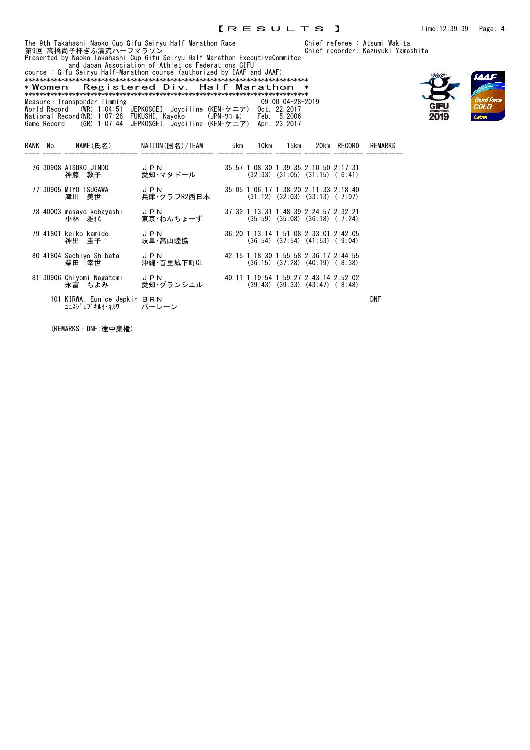【RESULTS】

The 9th Takahashi Naoko Cup Gifu Seiryu Half Marathon Race
第9回 高橋尚子杯ぎふ清流ハーフマラソン
Presented by:Naoko Takahashi Cup Gifu Seiryu Half Marathon ExecutiveCommitee
and Japan Association of Athletics Federations GIFU
cource : Gifu Seiryu Half-Marathon course (authorized by IAAF and JAAF)

Chief referee : Atsumi Wakita
Chief recorder: Kazuyuki Yamashita

## * Women Registered Div. Half Marathon *

Measure：Transponder Timming 09:00 04-28-2019
World Record (WR) 1:04:51 JEPKOSGEI, Joyciline (KEN･ケニア) Oct. 22,2017
National Record(NR) 1:07:26 FUKUSHI, Kayoko (JPN･ﾜｺｰﾙ) Feb. 5,2006
Game Record (GR) 1:07:44 JEPKOSGEI, Joyciline (KEN･ケニア) Apr. 23,2017

| RANK | No. | NAME(氏名) | NATION(国名)/TEAM | 5km | 10km | 15km | 20km | RECORD | REMARKS |
|---|---|---|---|---|---|---|---|---|---|
| 76 | 30908 | ATSUKO JINDO<br>神藤　敦子 | ＪＰＮ<br>愛知･マタドール | 35:57 | 1:08:30<br>(32:33) | 1:39:35<br>(31:05) | 2:10:50<br>(31:15) | 2:17:31<br>( 6:41) | |
| 77 | 30905 | MIYO TSUGAWA<br>津川　美世 | ＪＰＮ<br>兵庫･クラブR2西日本 | 35:05 | 1:06:17<br>(31:12) | 1:38:20<br>(32:03) | 2:11:33<br>(33:13) | 2:18:40<br>( 7:07) | |
| 78 | 40003 | masayo kobayashi<br>小林　雅代 | ＪＰＮ<br>東京･ねんちょーず | 37:32 | 1:13:31<br>(35:59) | 1:48:39<br>(35:08) | 2:24:57<br>(36:18) | 2:32:21<br>( 7:24) | |
| 79 | 41801 | keiko kamide<br>神出　圭子 | ＪＰＮ<br>岐阜･高山陸協 | 36:20 | 1:13:14<br>(36:54) | 1:51:08<br>(37:54) | 2:33:01<br>(41:53) | 2:42:05<br>( 9:04) | |
| 80 | 41804 | Sachiyo Shibata<br>柴田　幸世 | ＪＰＮ<br>沖縄･首里城下町CL | 42:15 | 1:18:30<br>(36:15) | 1:55:58<br>(37:28) | 2:36:17<br>(40:19) | 2:44:55<br>( 8:38) | |
| 81 | 30906 | Chiyomi Nagatomi<br>永富　ちよみ | ＪＰＮ<br>愛知･グランシエル | 40:11 | 1:19:54<br>(39:43) | 1:59:27<br>(39:33) | 2:43:14<br>(43:47) | 2:52:02<br>( 8:48) | |
| | 101 | KIRWA, Eunice Jepkir<br>ﾕﾆｽｼﾞｪﾌﾟｷﾙｲ･ｷﾙﾜ | ＢＲＮ<br>バーレーン | | | | | | DNF |

(REMARKS：DNF:途中棄権)